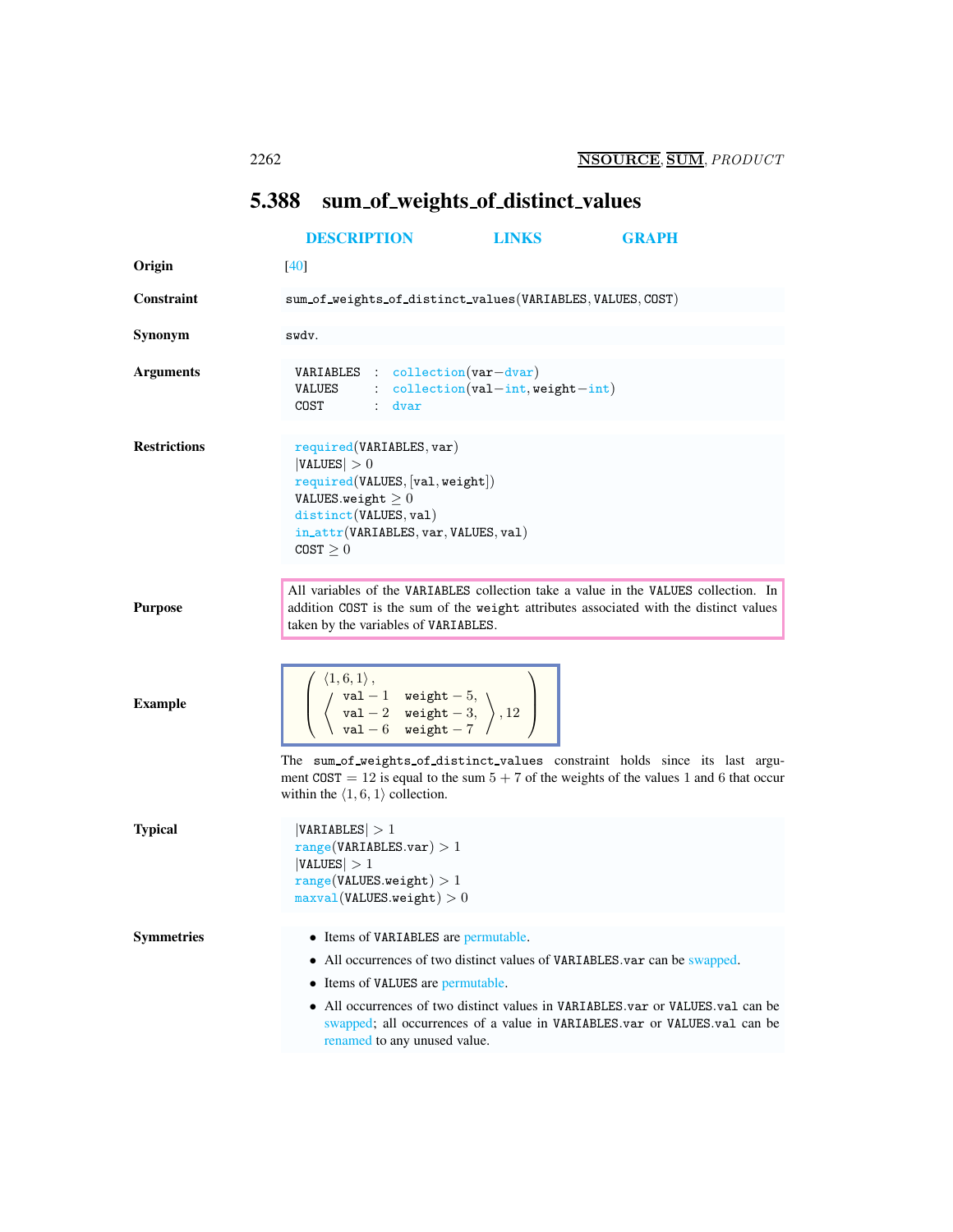## 5.388 sum_of_weights_of_distinct_values

DESCRIPTION LINKS GRAPH

**Origin**

[40]

**Constraint**

sum_of_weights_of_distinct_values(VARIABLES, VALUES, COST)

**Synonym**

swdv.

**Arguments**

```
VARIABLES : collection(var−dvar)
VALUES    : collection(val−int, weight−int)
COST      : dvar
```

**Restrictions**

required(VARIABLES, var)
$|\text{VALUES}| > 0$
required(VALUES, [val, weight])
$\text{VALUES.weight} \geq 0$
distinct(VALUES, val)
in_attr(VARIABLES, var, VALUES, val)
$\text{COST} \geq 0$

**Purpose**

All variables of the VARIABLES collection take a value in the VALUES collection. In addition COST is the sum of the weight attributes associated with the distinct values taken by the variables of VARIABLES.

**Example**

$$\left( \begin{array}{l} \langle 1, 6, 1 \rangle, \\ \left\langle \begin{array}{ll} \text{val} - 1 & \text{weight} - 5, \\ \text{val} - 2 & \text{weight} - 3, \\ \text{val} - 6 & \text{weight} - 7 \end{array} \right\rangle, 12 \end{array} \right)$$

The sum_of_weights_of_distinct_values constraint holds since its last argument $\text{COST} = 12$ is equal to the sum $5 + 7$ of the weights of the values 1 and 6 that occur within the $\langle 1, 6, 1 \rangle$ collection.

**Typical**

$|\text{VARIABLES}| > 1$
$\text{range}(\text{VARIABLES.var}) > 1$
$|\text{VALUES}| > 1$
$\text{range}(\text{VALUES.weight}) > 1$
$\text{maxval}(\text{VALUES.weight}) > 0$

**Symmetries**

- Items of VARIABLES are permutable.
- All occurrences of two distinct values of VARIABLES.var can be swapped.
- Items of VALUES are permutable.
- All occurrences of two distinct values in VARIABLES.var or VALUES.val can be swapped; all occurrences of a value in VARIABLES.var or VALUES.val can be renamed to any unused value.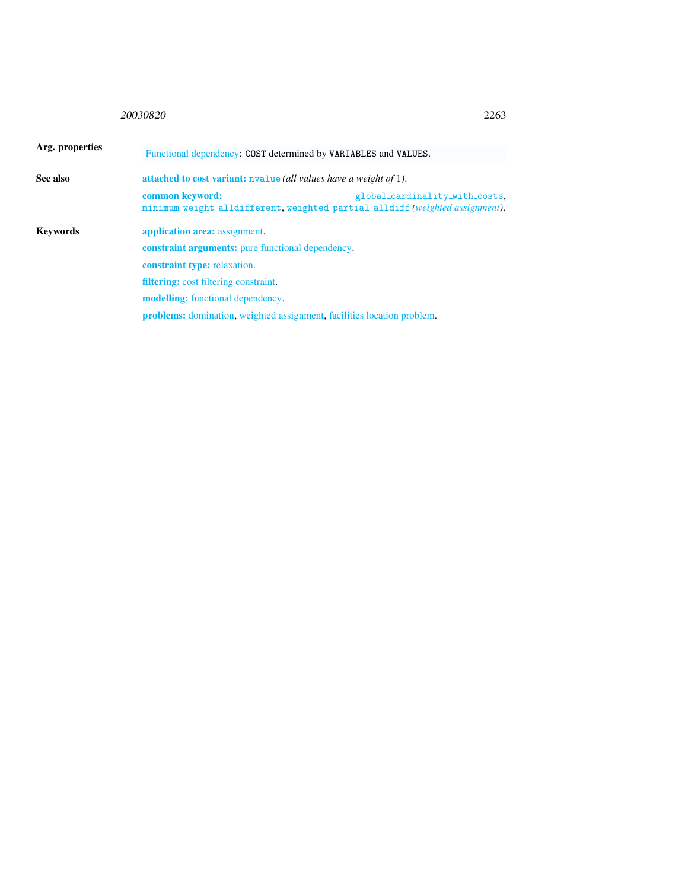**Arg. properties**

Functional dependency: COST determined by VARIABLES and VALUES.

**See also**

**attached to cost variant:** nvalue *(all values have a weight of 1)*.

**common keyword:** global_cardinality_with_costs, minimum_weight_alldifferent, weighted_partial_alldiff *(weighted assignment)*.

**Keywords**

**application area:** assignment.

**constraint arguments:** pure functional dependency.

**constraint type:** relaxation.

**filtering:** cost filtering constraint.

**modelling:** functional dependency.

**problems:** domination, weighted assignment, facilities location problem.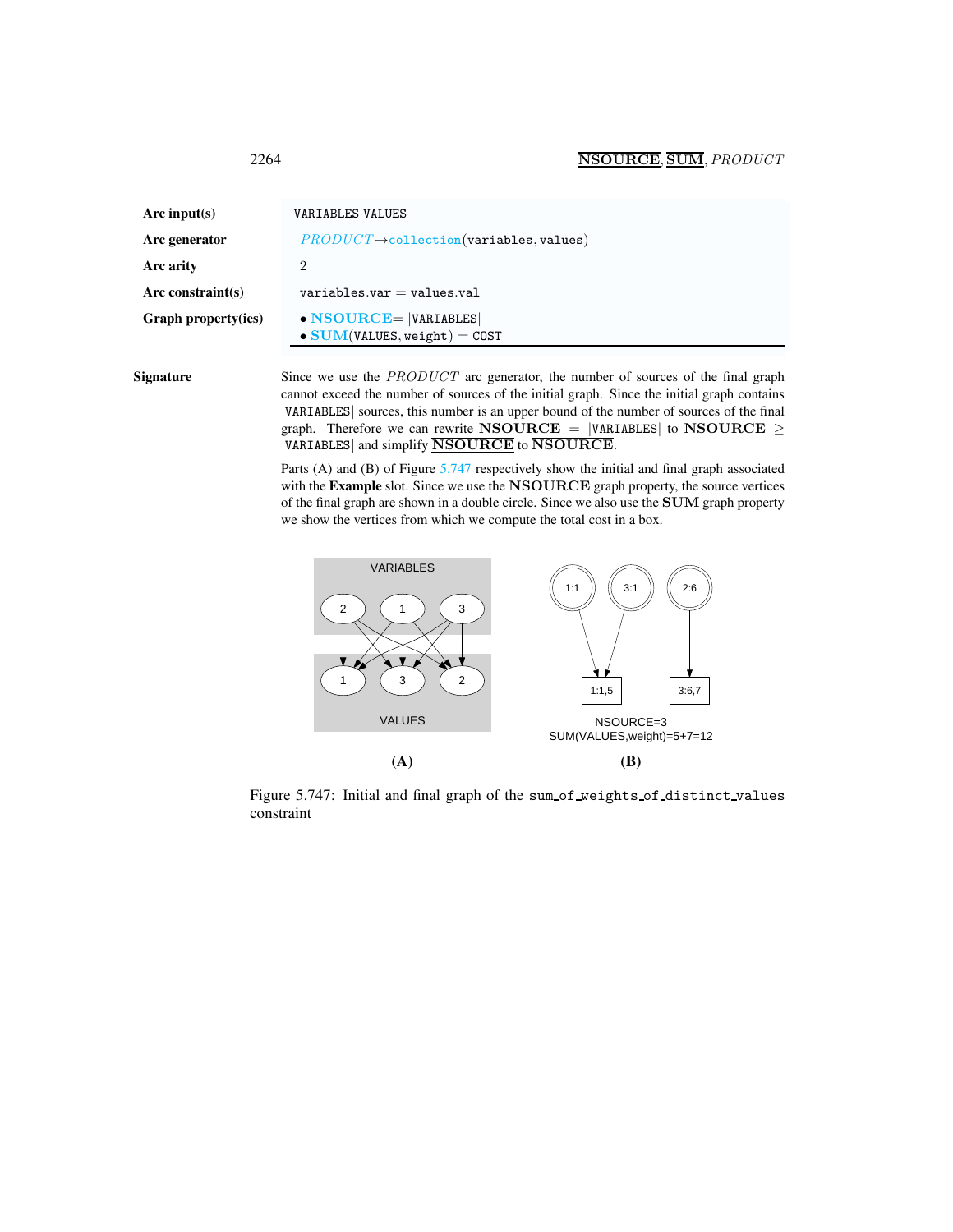| | |
|---|---|
| **Arc input(s)** | VARIABLES VALUES |
| **Arc generator** | *PRODUCT* $\mapsto$ collection(variables, values) |
| **Arc arity** | 2 |
| **Arc constraint(s)** | variables.var = values.val |
| **Graph property(ies)** | • **NSOURCE** = \|VARIABLES\| <br> • **SUM**(VALUES, weight) = COST |

**Signature**

Since we use the *PRODUCT* arc generator, the number of sources of the final graph cannot exceed the number of sources of the initial graph. Since the initial graph contains |VARIABLES| sources, this number is an upper bound of the number of sources of the final graph. Therefore we can rewrite **NSOURCE** = |VARIABLES| to **NSOURCE** $\geq$ |VARIABLES| and simplify $\underline{\overline{\textbf{NSOURCE}}}$ to $\overline{\textbf{NSOURCE}}$.

Parts (A) and (B) of Figure 5.747 respectively show the initial and final graph associated with the **Example** slot. Since we use the **NSOURCE** graph property, the source vertices of the final graph are shown in a double circle. Since we also use the **SUM** graph property we show the vertices from which we compute the total cost in a box.

NSOURCE=3
SUM(VALUES,weight)=5+7=12

(A) (B)

Figure 5.747: Initial and final graph of the sum_of_weights_of_distinct_values constraint